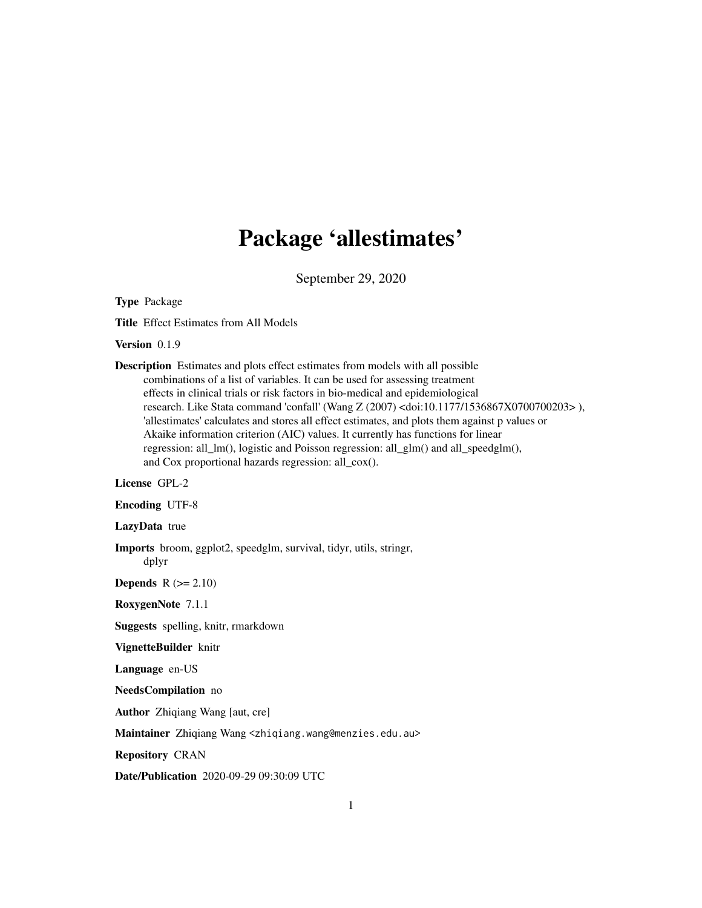# Package 'allestimates'

September 29, 2020

**Type** Package

**Title** Effect Estimates from All Models

**Version** 0.1.9

**Description** Estimates and plots effect estimates from models with all possible combinations of a list of variables. It can be used for assessing treatment effects in clinical trials or risk factors in bio-medical and epidemiological research. Like Stata command 'confall' (Wang Z (2007) <doi:10.1177/1536867X0700700203> ), 'allestimates' calculates and stores all effect estimates, and plots them against p values or Akaike information criterion (AIC) values. It currently has functions for linear regression: all_lm(), logistic and Poisson regression: all_glm() and all_speedglm(), and Cox proportional hazards regression: all_cox().

**License** GPL-2

**Encoding** UTF-8

**LazyData** true

**Imports** broom, ggplot2, speedglm, survival, tidyr, utils, stringr, dplyr

**Depends** R (>= 2.10)

**RoxygenNote** 7.1.1

**Suggests** spelling, knitr, rmarkdown

**VignetteBuilder** knitr

**Language** en-US

**NeedsCompilation** no

**Author** Zhiqiang Wang [aut, cre]

**Maintainer** Zhiqiang Wang <zhiqiang.wang@menzies.edu.au>

**Repository** CRAN

**Date/Publication** 2020-09-29 09:30:09 UTC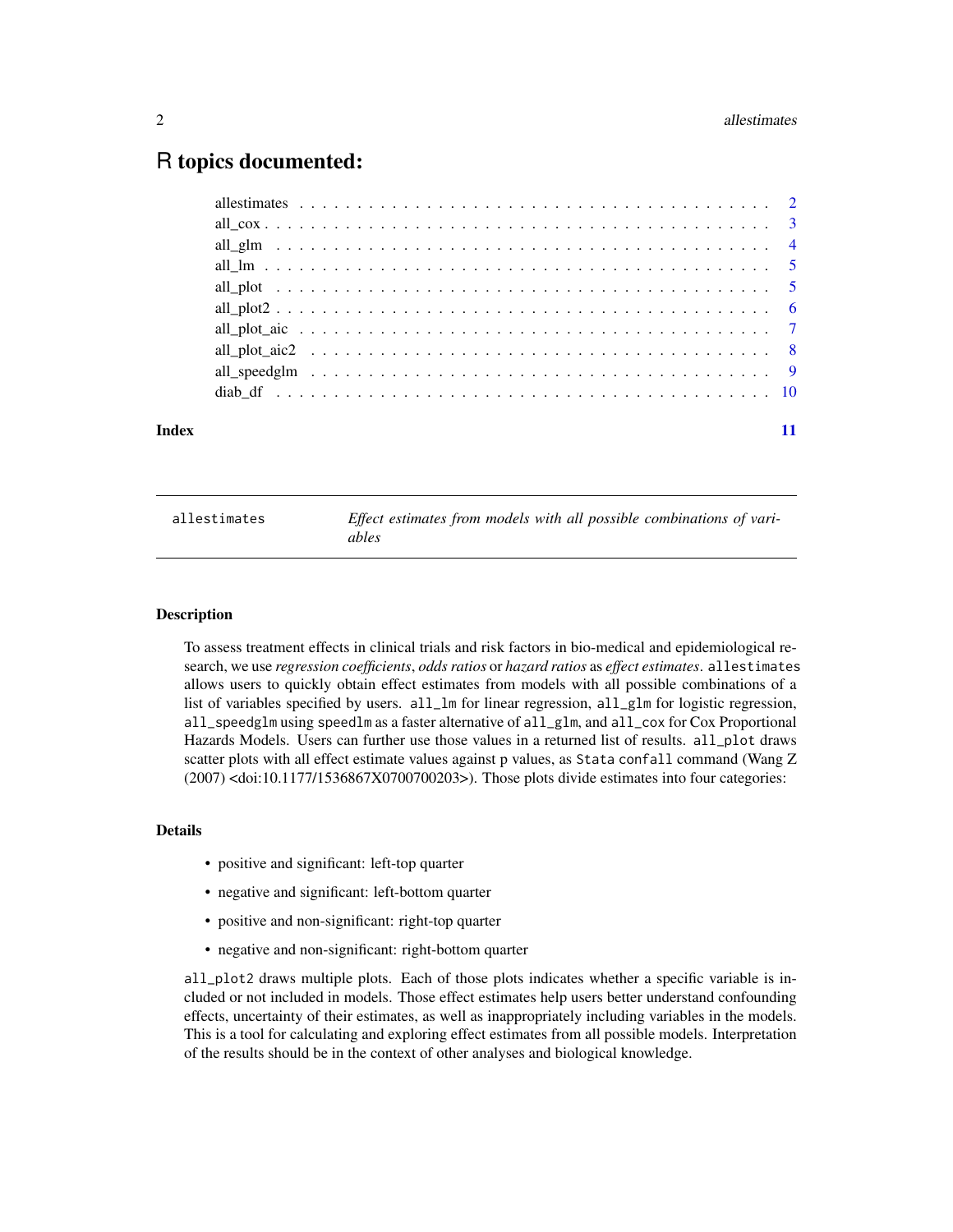# R topics documented:

| | |
|---|---|
| allestimates | 2 |
| all_cox | 3 |
| all_glm | 4 |
| all_lm | 5 |
| all_plot | 5 |
| all_plot2 | 6 |
| all_plot_aic | 7 |
| all_plot_aic2 | 8 |
| all_speedglm | 9 |
| diab_df | 10 |

**Index** **11**

---

`allestimates` *Effect estimates from models with all possible combinations of variables*

---

### Description

To assess treatment effects in clinical trials and risk factors in bio-medical and epidemiological research, we use *regression coefficients*, *odds ratios* or *hazard ratios* as *effect estimates*. `allestimates` allows users to quickly obtain effect estimates from models with all possible combinations of a list of variables specified by users. `all_lm` for linear regression, `all_glm` for logistic regression, `all_speedglm` using `speedlm` as a faster alternative of `all_glm`, and `all_cox` for Cox Proportional Hazards Models. Users can further use those values in a returned list of results. `all_plot` draws scatter plots with all effect estimate values against p values, as `Stata confall` command (Wang Z (2007) <doi:10.1177/1536867X0700700203>). Those plots divide estimates into four categories:

### Details

- positive and significant: left-top quarter
- negative and significant: left-bottom quarter
- positive and non-significant: right-top quarter
- negative and non-significant: right-bottom quarter

`all_plot2` draws multiple plots. Each of those plots indicates whether a specific variable is included or not included in models. Those effect estimates help users better understand confounding effects, uncertainty of their estimates, as well as inappropriately including variables in the models. This is a tool for calculating and exploring effect estimates from all possible models. Interpretation of the results should be in the context of other analyses and biological knowledge.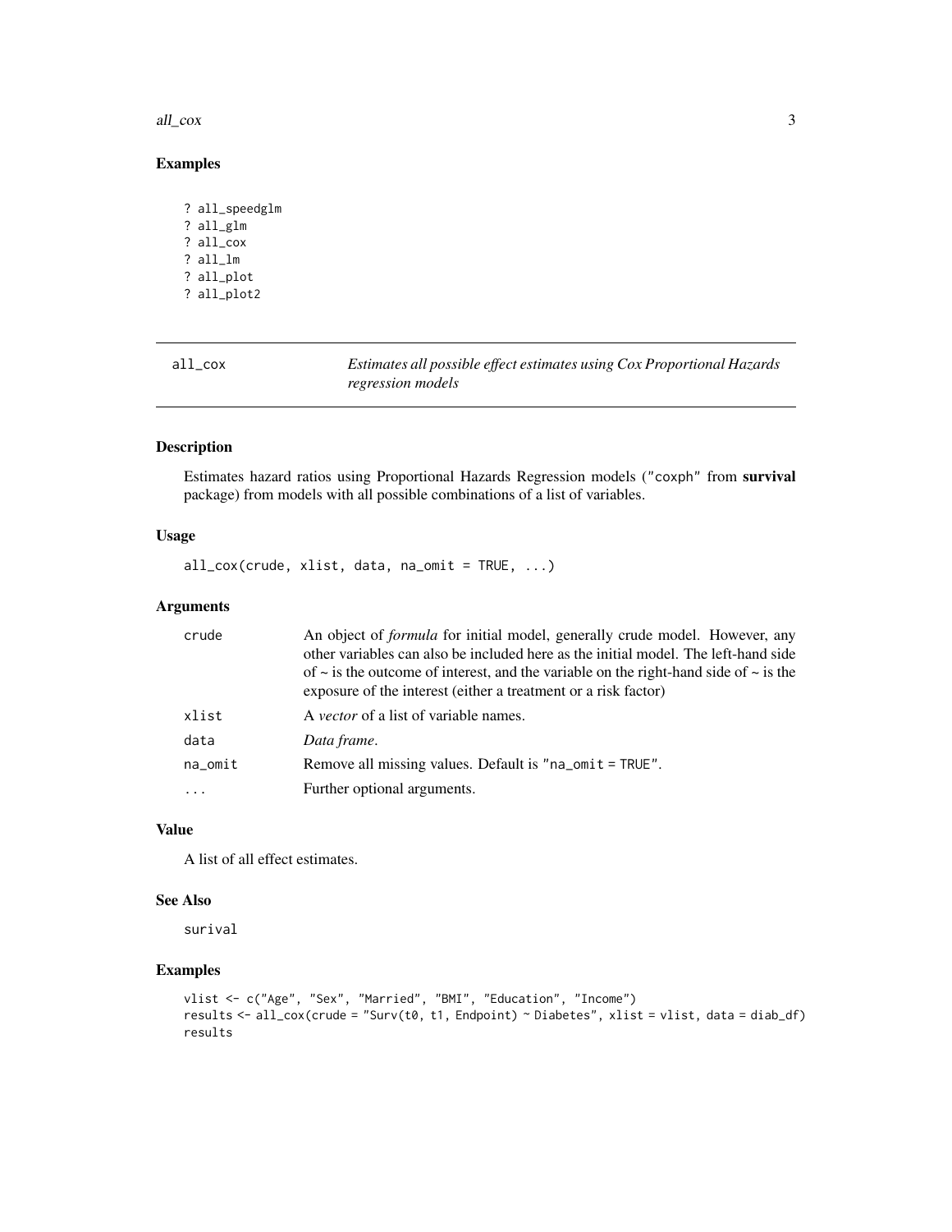## Examples

```
? all_speedglm
? all_glm
? all_cox
? all_lm
? all_plot
? all_plot2
```

---

| all_cox | *Estimates all possible effect estimates using Cox Proportional Hazards regression models* |
|---|---|

---

### Description

Estimates hazard ratios using Proportional Hazards Regression models ("coxph" from **survival** package) from models with all possible combinations of a list of variables.

### Usage

```
all_cox(crude, xlist, data, na_omit = TRUE, ...)
```

### Arguments

| | |
|---|---|
| crude | An object of *formula* for initial model, generally crude model. However, any other variables can also be included here as the initial model. The left-hand side of ~ is the outcome of interest, and the variable on the right-hand side of ~ is the exposure of the interest (either a treatment or a risk factor) |
| xlist | A *vector* of a list of variable names. |
| data | *Data frame*. |
| na_omit | Remove all missing values. Default is "na_omit = TRUE". |
| ... | Further optional arguments. |

### Value

A list of all effect estimates.

### See Also

surival

### Examples

```
vlist <- c("Age", "Sex", "Married", "BMI", "Education", "Income")
results <- all_cox(crude = "Surv(t0, t1, Endpoint) ~ Diabetes", xlist = vlist, data = diab_df)
results
```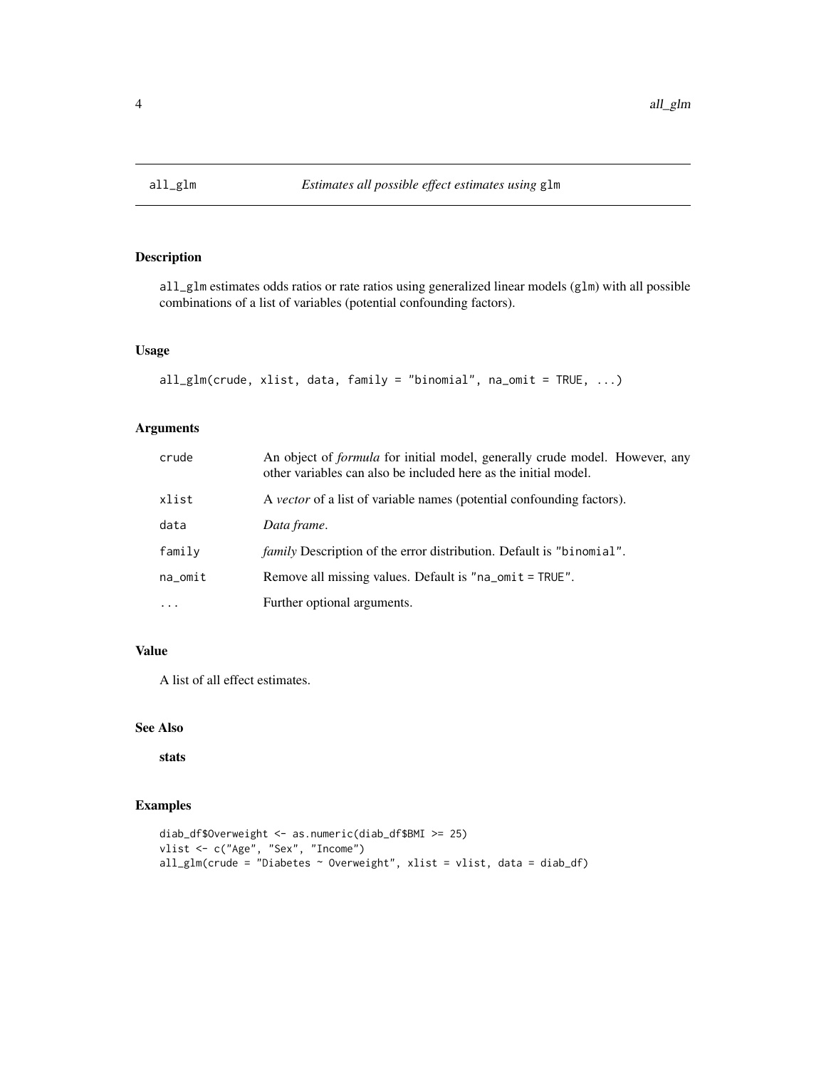# all_glm — *Estimates all possible effect estimates using* glm

## Description

all_glm estimates odds ratios or rate ratios using generalized linear models (glm) with all possible combinations of a list of variables (potential confounding factors).

## Usage

```
all_glm(crude, xlist, data, family = "binomial", na_omit = TRUE, ...)
```

## Arguments

| | |
|---|---|
| crude | An object of *formula* for initial model, generally crude model. However, any other variables can also be included here as the initial model. |
| xlist | A *vector* of a list of variable names (potential confounding factors). |
| data | *Data frame*. |
| family | *family* Description of the error distribution. Default is "binomial". |
| na_omit | Remove all missing values. Default is "na_omit = TRUE". |
| ... | Further optional arguments. |

## Value

A list of all effect estimates.

## See Also

**stats**

## Examples

```
diab_df$Overweight <- as.numeric(diab_df$BMI >= 25)
vlist <- c("Age", "Sex", "Income")
all_glm(crude = "Diabetes ~ Overweight", xlist = vlist, data = diab_df)
```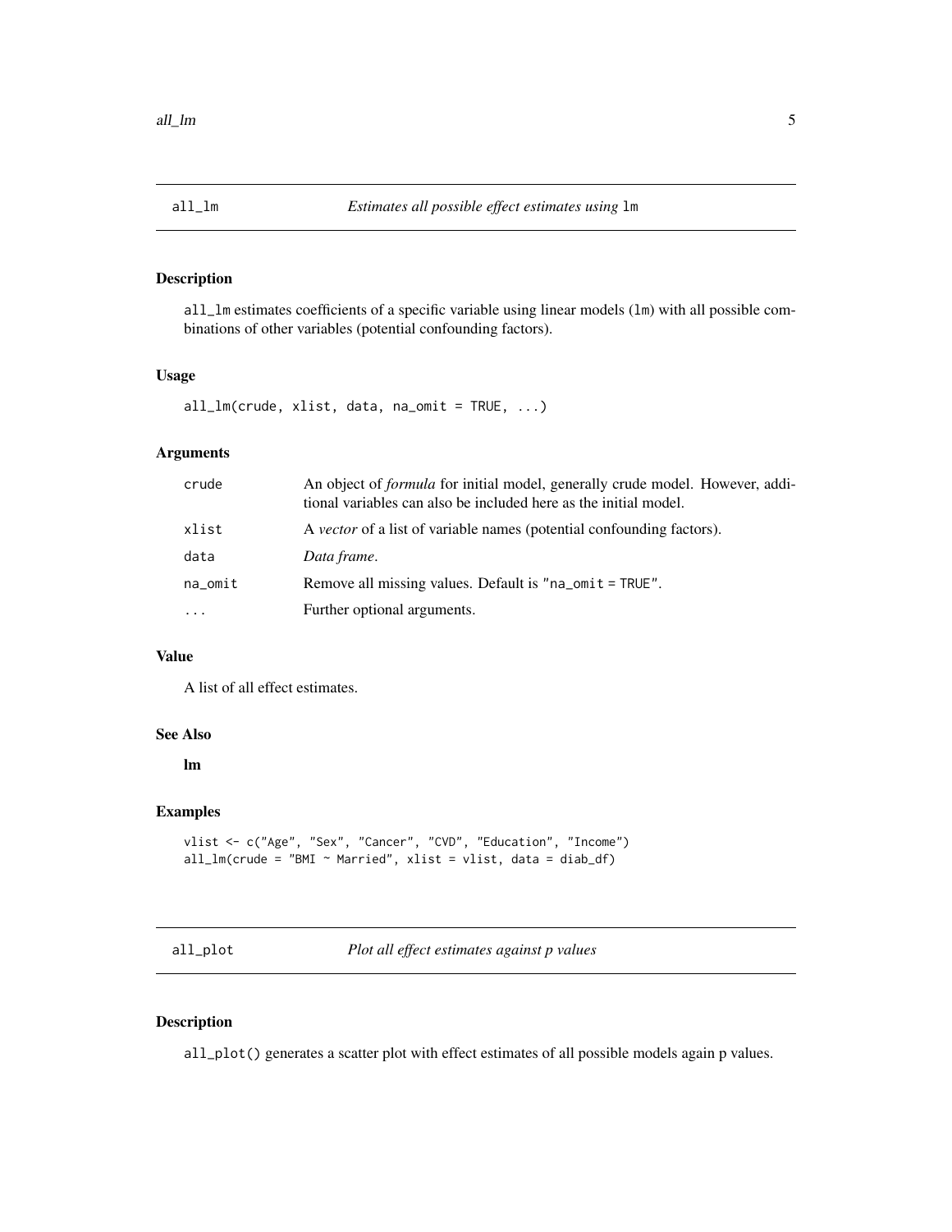## all_lm *Estimates all possible effect estimates using* `lm`

### Description

`all_lm` estimates coefficients of a specific variable using linear models (`lm`) with all possible combinations of other variables (potential confounding factors).

### Usage

```
all_lm(crude, xlist, data, na_omit = TRUE, ...)
```

### Arguments

| | |
|---|---|
| `crude` | An object of *formula* for initial model, generally crude model. However, additional variables can also be included here as the initial model. |
| `xlist` | A *vector* of a list of variable names (potential confounding factors). |
| `data` | *Data frame*. |
| `na_omit` | Remove all missing values. Default is "`na_omit = TRUE`". |
| `...` | Further optional arguments. |

### Value

A list of all effect estimates.

### See Also

**lm**

### Examples

```
vlist <- c("Age", "Sex", "Cancer", "CVD", "Education", "Income")
all_lm(crude = "BMI ~ Married", xlist = vlist, data = diab_df)
```

## all_plot *Plot all effect estimates against p values*

### Description

`all_plot()` generates a scatter plot with effect estimates of all possible models again p values.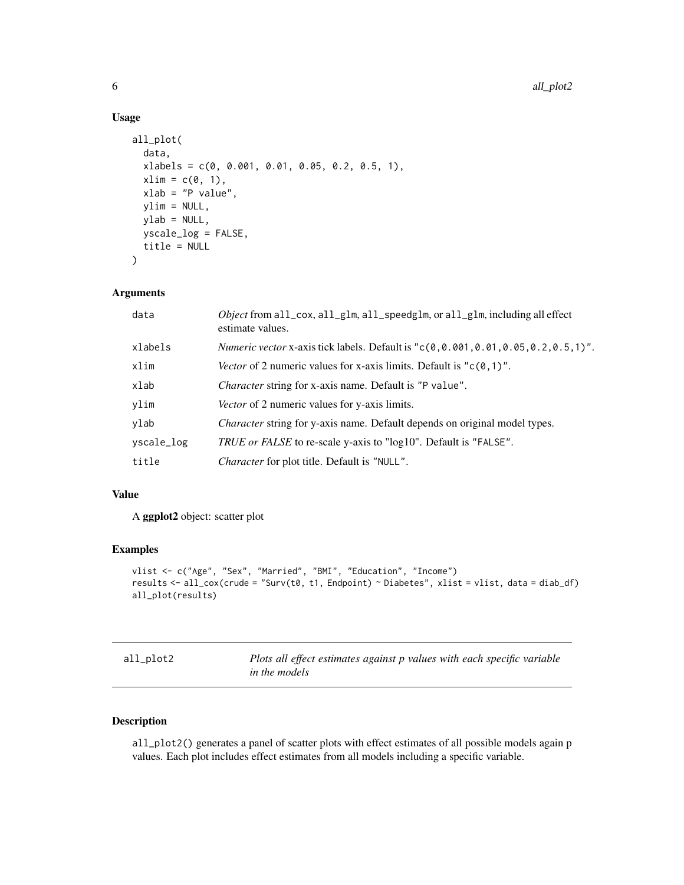### Usage

```
all_plot(
  data,
  xlabels = c(0, 0.001, 0.01, 0.05, 0.2, 0.5, 1),
  xlim = c(0, 1),
  xlab = "P value",
  ylim = NULL,
  ylab = NULL,
  yscale_log = FALSE,
  title = NULL
)
```

### Arguments

| | |
|---|---|
| data | *Object* from all_cox, all_glm, all_speedglm, or all_glm, including all effect estimate values. |
| xlabels | *Numeric vector* x-axis tick labels. Default is "c(0,0.001,0.01,0.05,0.2,0.5,1)". |
| xlim | *Vector* of 2 numeric values for x-axis limits. Default is "c(0,1)". |
| xlab | *Character* string for x-axis name. Default is "P value". |
| ylim | *Vector* of 2 numeric values for y-axis limits. |
| ylab | *Character* string for y-axis name. Default depends on original model types. |
| yscale_log | *TRUE or FALSE* to re-scale y-axis to "log10". Default is "FALSE". |
| title | *Character* for plot title. Default is "NULL". |

### Value

A **ggplot2** object: scatter plot

### Examples

```
vlist <- c("Age", "Sex", "Married", "BMI", "Education", "Income")
results <- all_cox(crude = "Surv(t0, t1, Endpoint) ~ Diabetes", xlist = vlist, data = diab_df)
all_plot(results)
```

---

## all_plot2 — *Plots all effect estimates against p values with each specific variable in the models*

### Description

all_plot2() generates a panel of scatter plots with effect estimates of all possible models again p values. Each plot includes effect estimates from all models including a specific variable.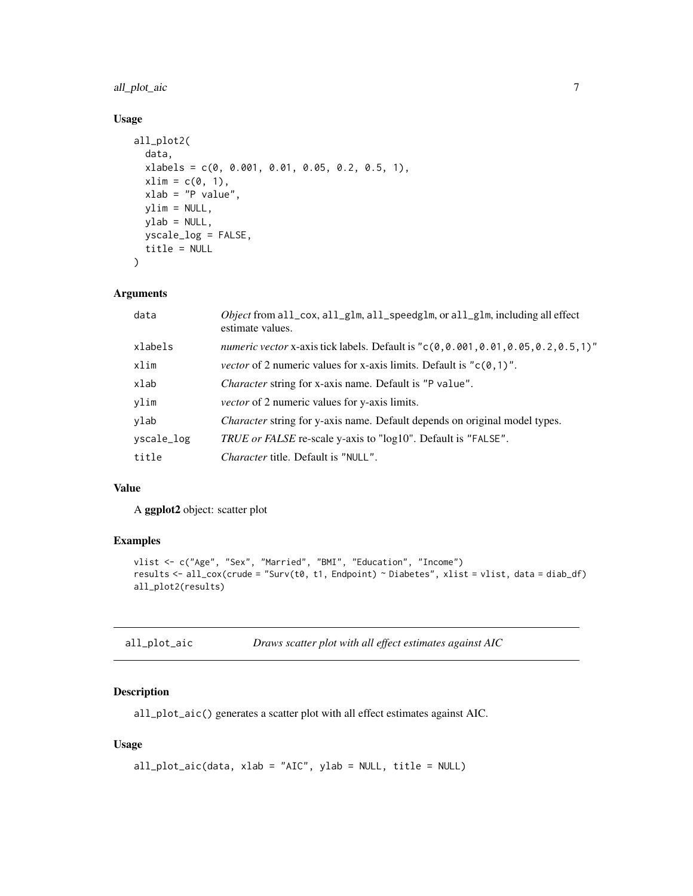## Usage

```
all_plot2(
  data,
  xlabels = c(0, 0.001, 0.01, 0.05, 0.2, 0.5, 1),
  xlim = c(0, 1),
  xlab = "P value",
  ylim = NULL,
  ylab = NULL,
  yscale_log = FALSE,
  title = NULL
)
```

## Arguments

| | |
|---|---|
| `data` | *Object* from `all_cox`, `all_glm`, `all_speedglm`, or `all_glm`, including all effect estimate values. |
| `xlabels` | *numeric vector* x-axis tick labels. Default is `"c(0,0.001,0.01,0.05,0.2,0.5,1)"` |
| `xlim` | *vector* of 2 numeric values for x-axis limits. Default is `"c(0,1)"`. |
| `xlab` | *Character* string for x-axis name. Default is `"P value"`. |
| `ylim` | *vector* of 2 numeric values for y-axis limits. |
| `ylab` | *Character* string for y-axis name. Default depends on original model types. |
| `yscale_log` | *TRUE or FALSE* re-scale y-axis to "log10". Default is `"FALSE"`. |
| `title` | *Character* title. Default is `"NULL"`. |

## Value

A **ggplot2** object: scatter plot

## Examples

```
vlist <- c("Age", "Sex", "Married", "BMI", "Education", "Income")
results <- all_cox(crude = "Surv(t0, t1, Endpoint) ~ Diabetes", xlist = vlist, data = diab_df)
all_plot2(results)
```

---

# all_plot_aic — *Draws scatter plot with all effect estimates against AIC*

## Description

`all_plot_aic()` generates a scatter plot with all effect estimates against AIC.

## Usage

```
all_plot_aic(data, xlab = "AIC", ylab = NULL, title = NULL)
```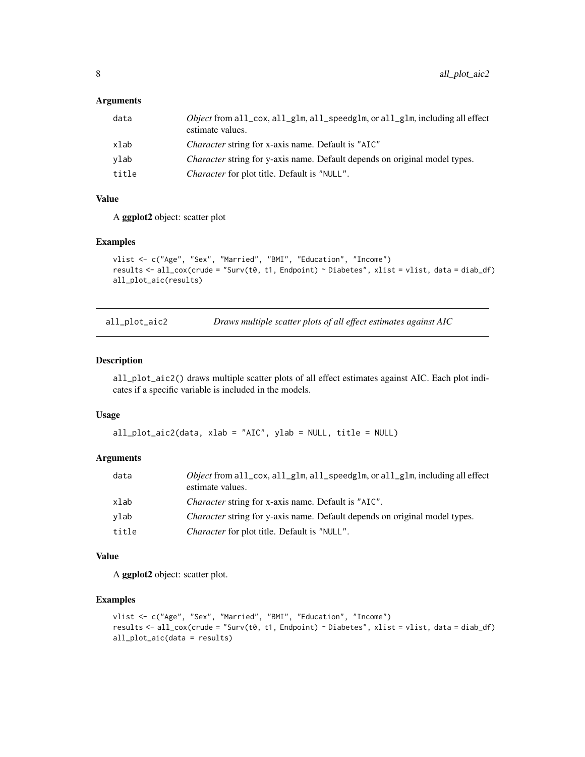### Arguments

| | |
|---|---|
| data | *Object* from all_cox, all_glm, all_speedglm, or all_glm, including all effect estimate values. |
| xlab | *Character* string for x-axis name. Default is "AIC" |
| ylab | *Character* string for y-axis name. Default depends on original model types. |
| title | *Character* for plot title. Default is "NULL". |

### Value

A **ggplot2** object: scatter plot

### Examples

```
vlist <- c("Age", "Sex", "Married", "BMI", "Education", "Income")
results <- all_cox(crude = "Surv(t0, t1, Endpoint) ~ Diabetes", xlist = vlist, data = diab_df)
all_plot_aic(results)
```

---

## all_plot_aic2 — *Draws multiple scatter plots of all effect estimates against AIC*

### Description

all_plot_aic2() draws multiple scatter plots of all effect estimates against AIC. Each plot indicates if a specific variable is included in the models.

### Usage

```
all_plot_aic2(data, xlab = "AIC", ylab = NULL, title = NULL)
```

### Arguments

| | |
|---|---|
| data | *Object* from all_cox, all_glm, all_speedglm, or all_glm, including all effect estimate values. |
| xlab | *Character* string for x-axis name. Default is "AIC". |
| ylab | *Character* string for y-axis name. Default depends on original model types. |
| title | *Character* for plot title. Default is "NULL". |

### Value

A **ggplot2** object: scatter plot.

### Examples

```
vlist <- c("Age", "Sex", "Married", "BMI", "Education", "Income")
results <- all_cox(crude = "Surv(t0, t1, Endpoint) ~ Diabetes", xlist = vlist, data = diab_df)
all_plot_aic(data = results)
```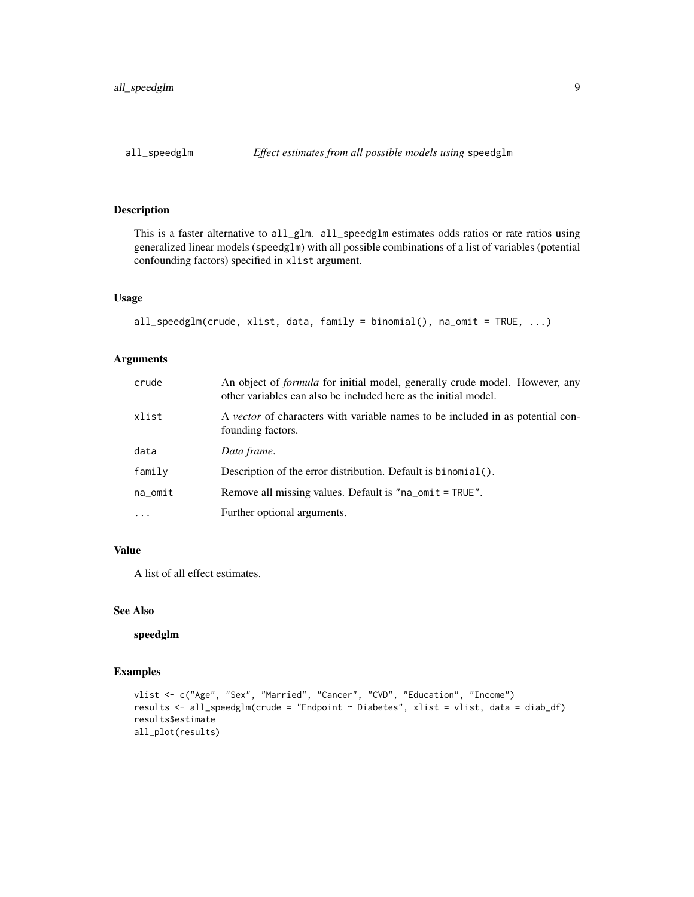# all_speedglm — *Effect estimates from all possible models using* speedglm

## Description

This is a faster alternative to all_glm. all_speedglm estimates odds ratios or rate ratios using generalized linear models (speedglm) with all possible combinations of a list of variables (potential confounding factors) specified in xlist argument.

## Usage

```
all_speedglm(crude, xlist, data, family = binomial(), na_omit = TRUE, ...)
```

## Arguments

| | |
|---|---|
| crude | An object of *formula* for initial model, generally crude model. However, any other variables can also be included here as the initial model. |
| xlist | A *vector* of characters with variable names to be included in as potential confounding factors. |
| data | *Data frame*. |
| family | Description of the error distribution. Default is binomial(). |
| na_omit | Remove all missing values. Default is "na_omit = TRUE". |
| ... | Further optional arguments. |

## Value

A list of all effect estimates.

## See Also

**speedglm**

## Examples

```
vlist <- c("Age", "Sex", "Married", "Cancer", "CVD", "Education", "Income")
results <- all_speedglm(crude = "Endpoint ~ Diabetes", xlist = vlist, data = diab_df)
results$estimate
all_plot(results)
```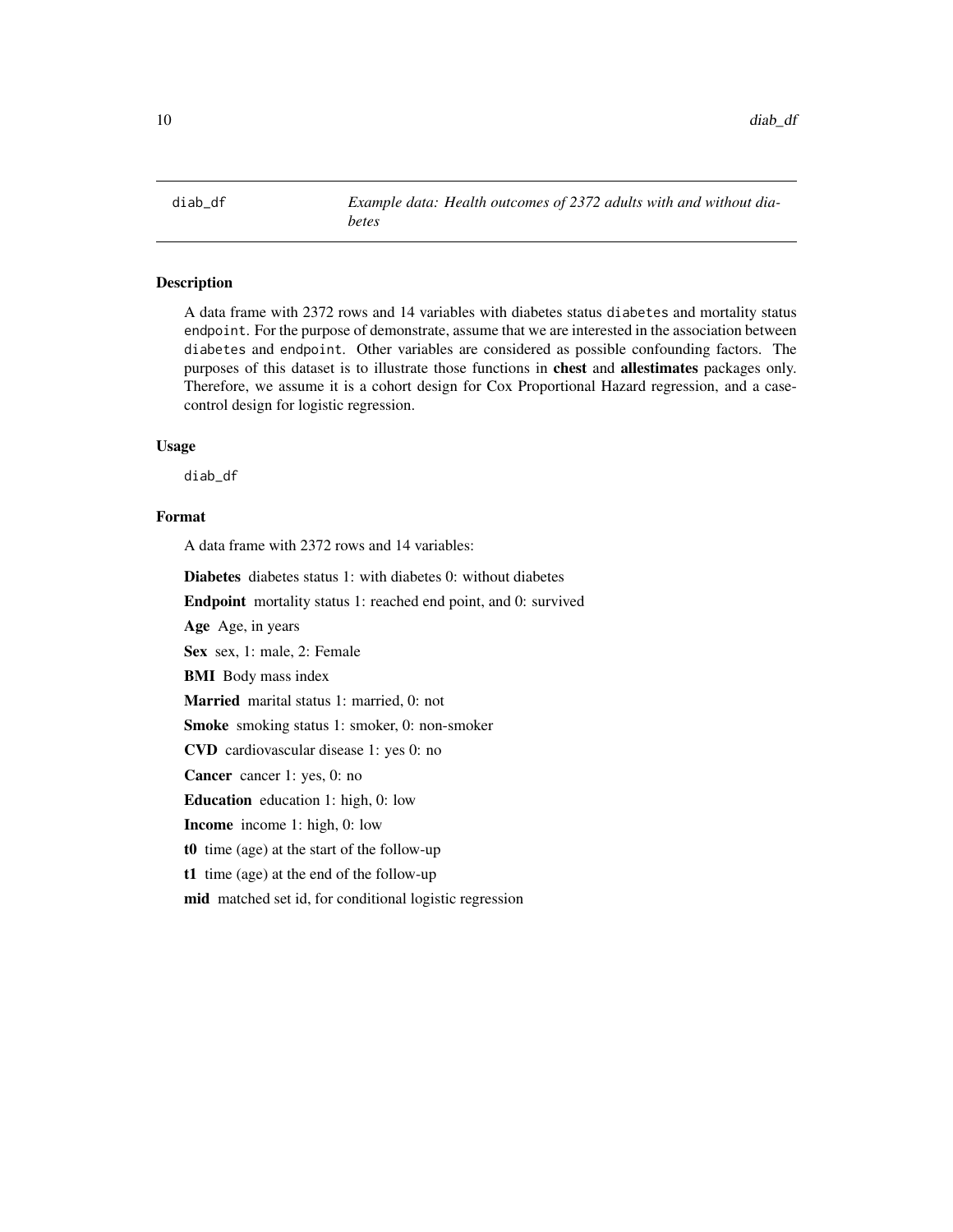diab_df — *Example data: Health outcomes of 2372 adults with and without diabetes*

## Description

A data frame with 2372 rows and 14 variables with diabetes status `diabetes` and mortality status `endpoint`. For the purpose of demonstrate, assume that we are interested in the association between `diabetes` and `endpoint`. Other variables are considered as possible confounding factors. The purposes of this dataset is to illustrate those functions in **chest** and **allestimates** packages only. Therefore, we assume it is a cohort design for Cox Proportional Hazard regression, and a case-control design for logistic regression.

## Usage

```
diab_df
```

## Format

A data frame with 2372 rows and 14 variables:

**Diabetes** diabetes status 1: with diabetes 0: without diabetes

**Endpoint** mortality status 1: reached end point, and 0: survived

**Age** Age, in years

**Sex** sex, 1: male, 2: Female

**BMI** Body mass index

**Married** marital status 1: married, 0: not

**Smoke** smoking status 1: smoker, 0: non-smoker

**CVD** cardiovascular disease 1: yes 0: no

**Cancer** cancer 1: yes, 0: no

**Education** education 1: high, 0: low

**Income** income 1: high, 0: low

**t0** time (age) at the start of the follow-up

**t1** time (age) at the end of the follow-up

**mid** matched set id, for conditional logistic regression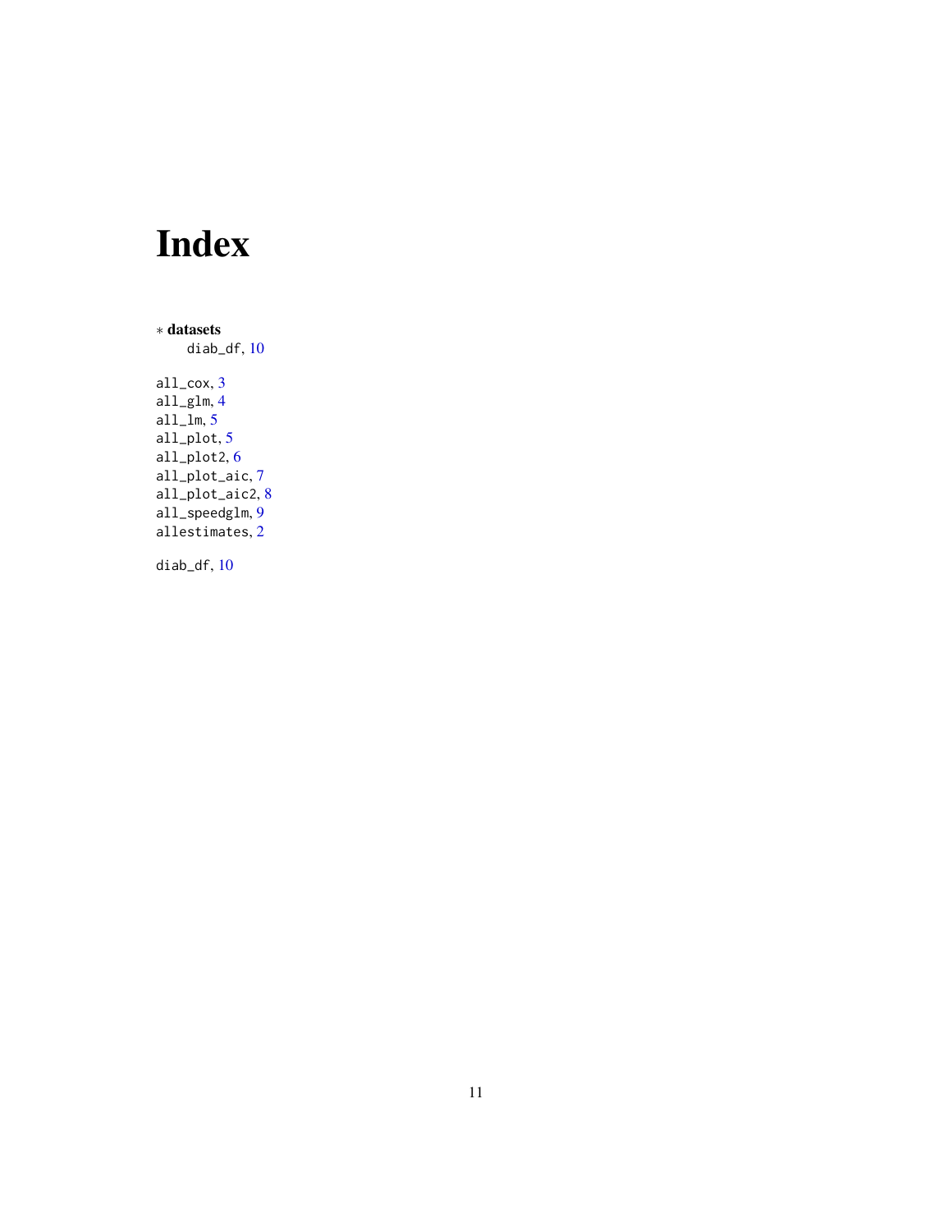# Index

∗ **datasets**
    diab_df, 10

all_cox, 3
all_glm, 4
all_lm, 5
all_plot, 5
all_plot2, 6
all_plot_aic, 7
all_plot_aic2, 8
all_speedglm, 9
allestimates, 2

diab_df, 10